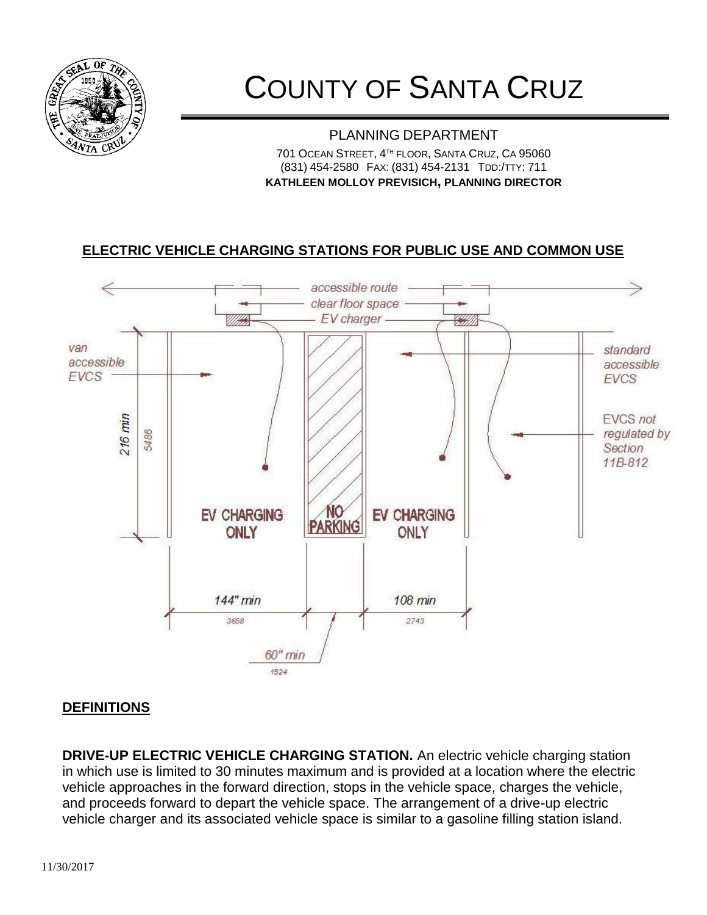# COUNTY OF SANTA CRUZ

PLANNING DEPARTMENT

701 OCEAN STREET, 4TH FLOOR, SANTA CRUZ, CA 95060
(831) 454-2580 FAX: (831) 454-2131 TDD:/TTY: 711
**KATHLEEN MOLLOY PREVISICH, PLANNING DIRECTOR**

## ELECTRIC VEHICLE CHARGING STATIONS FOR PUBLIC USE AND COMMON USE

accessible route
clear floor space
EV charger
van accessible EVCS
standard accessible EVCS
EVCS *not regulated by Section 11B-812*
216 min 5486
EV CHARGING ONLY
NO PARKING
EV CHARGING ONLY
144" min 3658
108 min 2743
60" min 1524

## DEFINITIONS

**DRIVE-UP ELECTRIC VEHICLE CHARGING STATION.** An electric vehicle charging station in which use is limited to 30 minutes maximum and is provided at a location where the electric vehicle approaches in the forward direction, stops in the vehicle space, charges the vehicle, and proceeds forward to depart the vehicle space. The arrangement of a drive-up electric vehicle charger and its associated vehicle space is similar to a gasoline filling station island.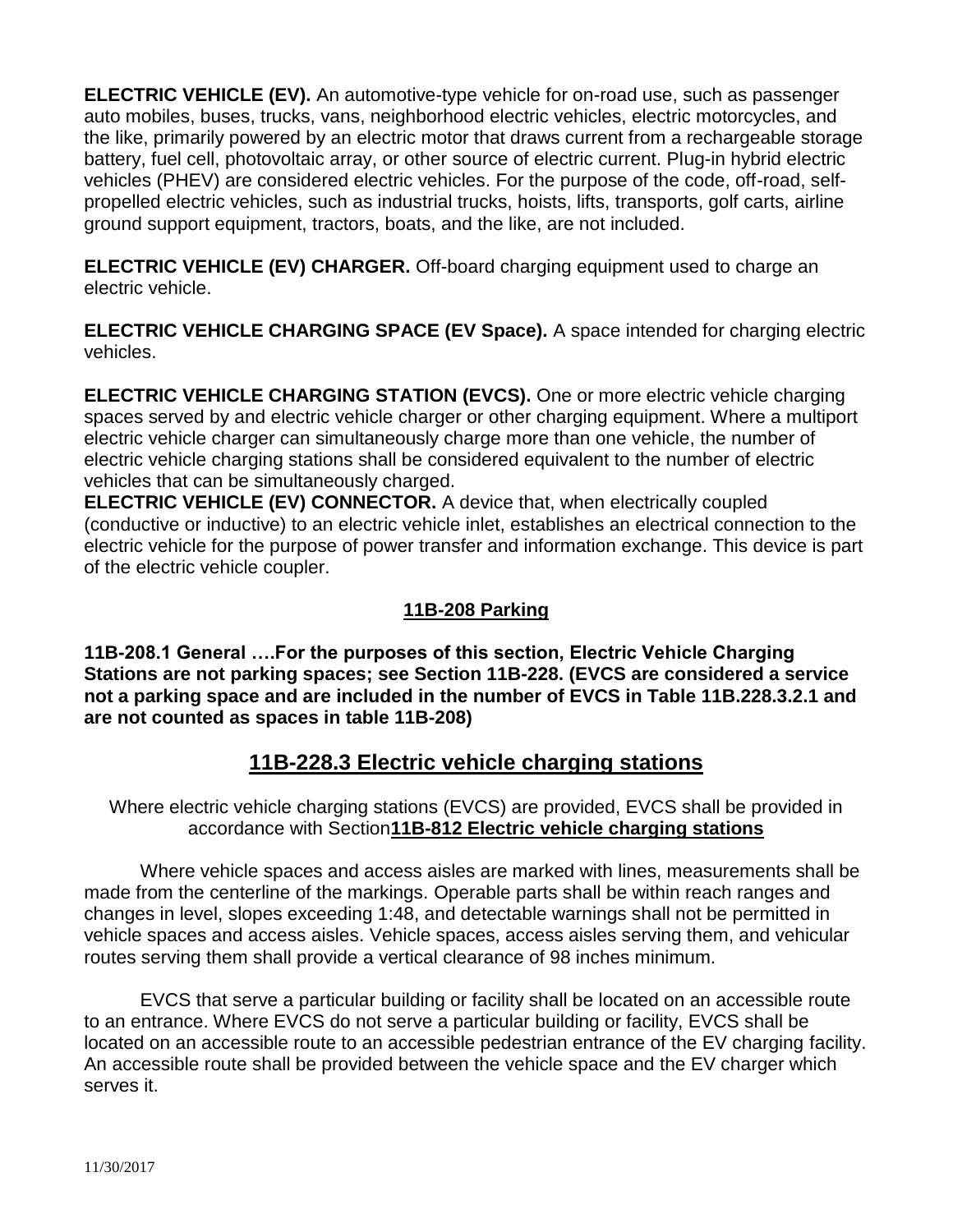**ELECTRIC VEHICLE (EV).** An automotive-type vehicle for on-road use, such as passenger auto mobiles, buses, trucks, vans, neighborhood electric vehicles, electric motorcycles, and the like, primarily powered by an electric motor that draws current from a rechargeable storage battery, fuel cell, photovoltaic array, or other source of electric current. Plug-in hybrid electric vehicles (PHEV) are considered electric vehicles. For the purpose of the code, off-road, self-propelled electric vehicles, such as industrial trucks, hoists, lifts, transports, golf carts, airline ground support equipment, tractors, boats, and the like, are not included.

**ELECTRIC VEHICLE (EV) CHARGER.** Off-board charging equipment used to charge an electric vehicle.

**ELECTRIC VEHICLE CHARGING SPACE (EV Space).** A space intended for charging electric vehicles.

**ELECTRIC VEHICLE CHARGING STATION (EVCS).** One or more electric vehicle charging spaces served by and electric vehicle charger or other charging equipment. Where a multiport electric vehicle charger can simultaneously charge more than one vehicle, the number of electric vehicle charging stations shall be considered equivalent to the number of electric vehicles that can be simultaneously charged.

**ELECTRIC VEHICLE (EV) CONNECTOR.** A device that, when electrically coupled (conductive or inductive) to an electric vehicle inlet, establishes an electrical connection to the electric vehicle for the purpose of power transfer and information exchange. This device is part of the electric vehicle coupler.

### 11B-208 Parking

**11B-208.1 General ….For the purposes of this section, Electric Vehicle Charging Stations are not parking spaces; see Section 11B-228. (EVCS are considered a service not a parking space and are included in the number of EVCS in Table 11B.228.3.2.1 and are not counted as spaces in table 11B-208)**

## 11B-228.3 Electric vehicle charging stations

Where electric vehicle charging stations (EVCS) are provided, EVCS shall be provided in accordance with Section**11B-812 Electric vehicle charging stations**

Where vehicle spaces and access aisles are marked with lines, measurements shall be made from the centerline of the markings. Operable parts shall be within reach ranges and changes in level, slopes exceeding 1:48, and detectable warnings shall not be permitted in vehicle spaces and access aisles. Vehicle spaces, access aisles serving them, and vehicular routes serving them shall provide a vertical clearance of 98 inches minimum.

EVCS that serve a particular building or facility shall be located on an accessible route to an entrance. Where EVCS do not serve a particular building or facility, EVCS shall be located on an accessible route to an accessible pedestrian entrance of the EV charging facility. An accessible route shall be provided between the vehicle space and the EV charger which serves it.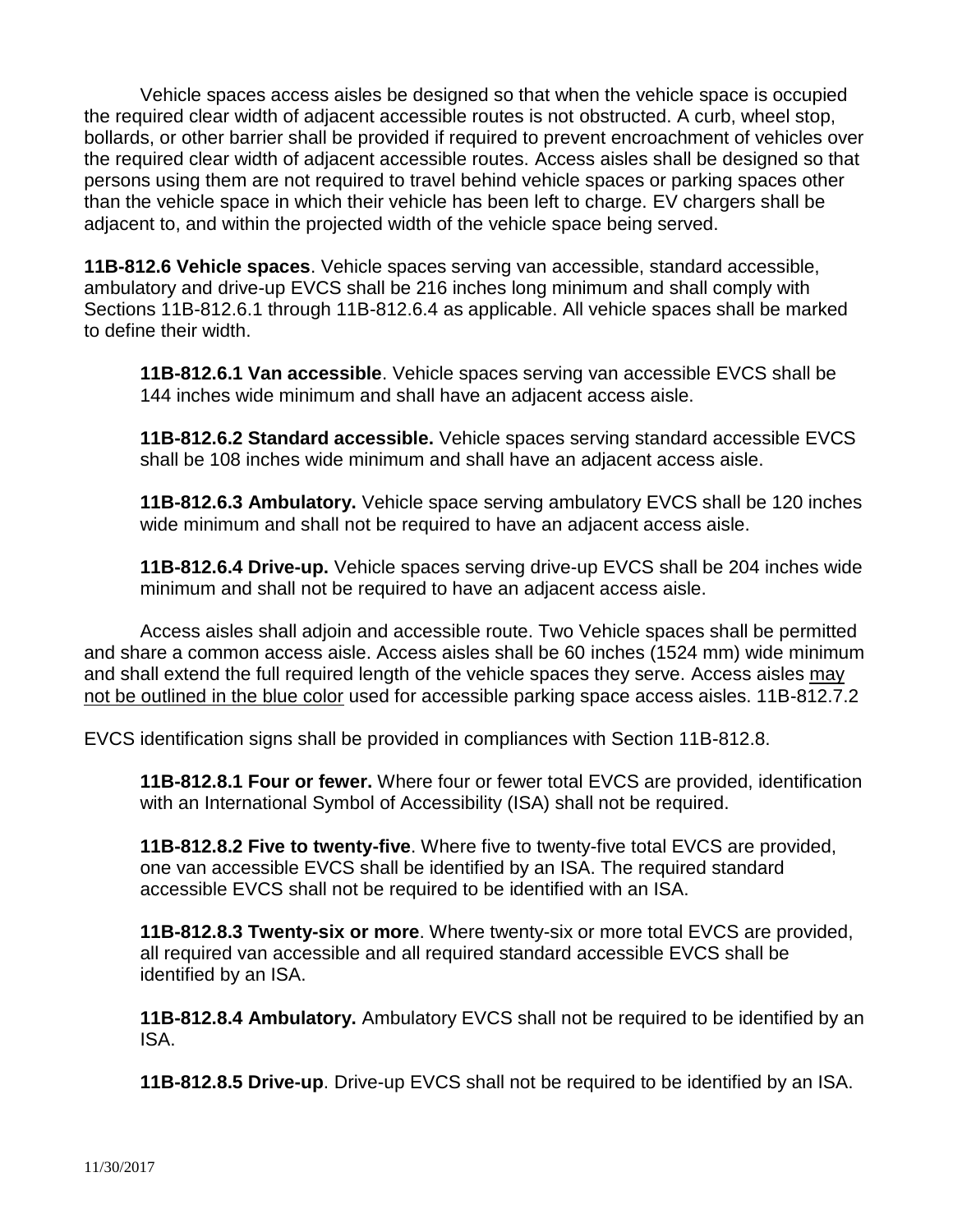Vehicle spaces access aisles be designed so that when the vehicle space is occupied the required clear width of adjacent accessible routes is not obstructed. A curb, wheel stop, bollards, or other barrier shall be provided if required to prevent encroachment of vehicles over the required clear width of adjacent accessible routes. Access aisles shall be designed so that persons using them are not required to travel behind vehicle spaces or parking spaces other than the vehicle space in which their vehicle has been left to charge. EV chargers shall be adjacent to, and within the projected width of the vehicle space being served.

**11B-812.6 Vehicle spaces**. Vehicle spaces serving van accessible, standard accessible, ambulatory and drive-up EVCS shall be 216 inches long minimum and shall comply with Sections 11B-812.6.1 through 11B-812.6.4 as applicable. All vehicle spaces shall be marked to define their width.

**11B-812.6.1 Van accessible**. Vehicle spaces serving van accessible EVCS shall be 144 inches wide minimum and shall have an adjacent access aisle.

**11B-812.6.2 Standard accessible.** Vehicle spaces serving standard accessible EVCS shall be 108 inches wide minimum and shall have an adjacent access aisle.

**11B-812.6.3 Ambulatory.** Vehicle space serving ambulatory EVCS shall be 120 inches wide minimum and shall not be required to have an adjacent access aisle.

**11B-812.6.4 Drive-up.** Vehicle spaces serving drive-up EVCS shall be 204 inches wide minimum and shall not be required to have an adjacent access aisle.

Access aisles shall adjoin and accessible route. Two Vehicle spaces shall be permitted and share a common access aisle. Access aisles shall be 60 inches (1524 mm) wide minimum and shall extend the full required length of the vehicle spaces they serve. Access aisles <u>may not be outlined in the blue color</u> used for accessible parking space access aisles. 11B-812.7.2

EVCS identification signs shall be provided in compliances with Section 11B-812.8.

**11B-812.8.1 Four or fewer.** Where four or fewer total EVCS are provided, identification with an International Symbol of Accessibility (ISA) shall not be required.

**11B-812.8.2 Five to twenty-five**. Where five to twenty-five total EVCS are provided, one van accessible EVCS shall be identified by an ISA. The required standard accessible EVCS shall not be required to be identified with an ISA.

**11B-812.8.3 Twenty-six or more**. Where twenty-six or more total EVCS are provided, all required van accessible and all required standard accessible EVCS shall be identified by an ISA.

**11B-812.8.4 Ambulatory.** Ambulatory EVCS shall not be required to be identified by an ISA.

**11B-812.8.5 Drive-up**. Drive-up EVCS shall not be required to be identified by an ISA.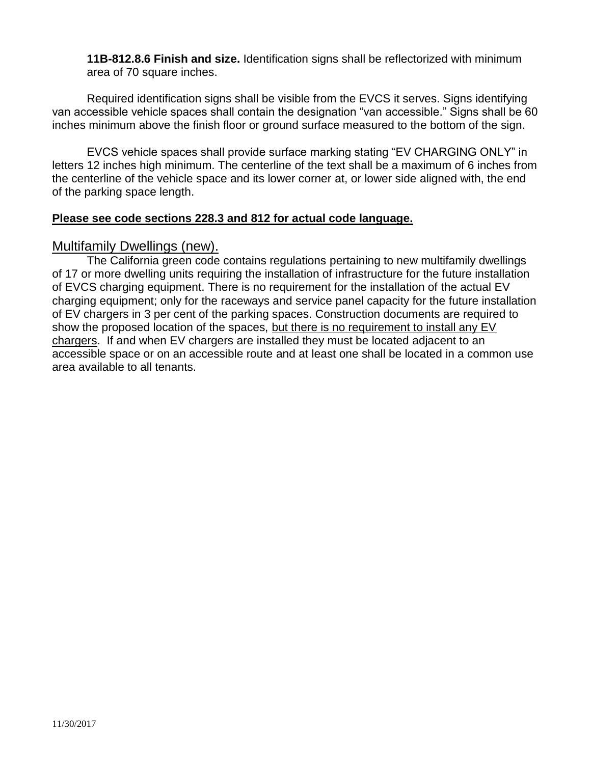**11B-812.8.6 Finish and size.** Identification signs shall be reflectorized with minimum area of 70 square inches.

Required identification signs shall be visible from the EVCS it serves. Signs identifying van accessible vehicle spaces shall contain the designation "van accessible." Signs shall be 60 inches minimum above the finish floor or ground surface measured to the bottom of the sign.

EVCS vehicle spaces shall provide surface marking stating "EV CHARGING ONLY" in letters 12 inches high minimum. The centerline of the text shall be a maximum of 6 inches from the centerline of the vehicle space and its lower corner at, or lower side aligned with, the end of the parking space length.

**Please see code sections 228.3 and 812 for actual code language.**

## Multifamily Dwellings (new).

The California green code contains regulations pertaining to new multifamily dwellings of 17 or more dwelling units requiring the installation of infrastructure for the future installation of EVCS charging equipment. There is no requirement for the installation of the actual EV charging equipment; only for the raceways and service panel capacity for the future installation of EV chargers in 3 per cent of the parking spaces. Construction documents are required to show the proposed location of the spaces, but there is no requirement to install any EV chargers. If and when EV chargers are installed they must be located adjacent to an accessible space or on an accessible route and at least one shall be located in a common use area available to all tenants.